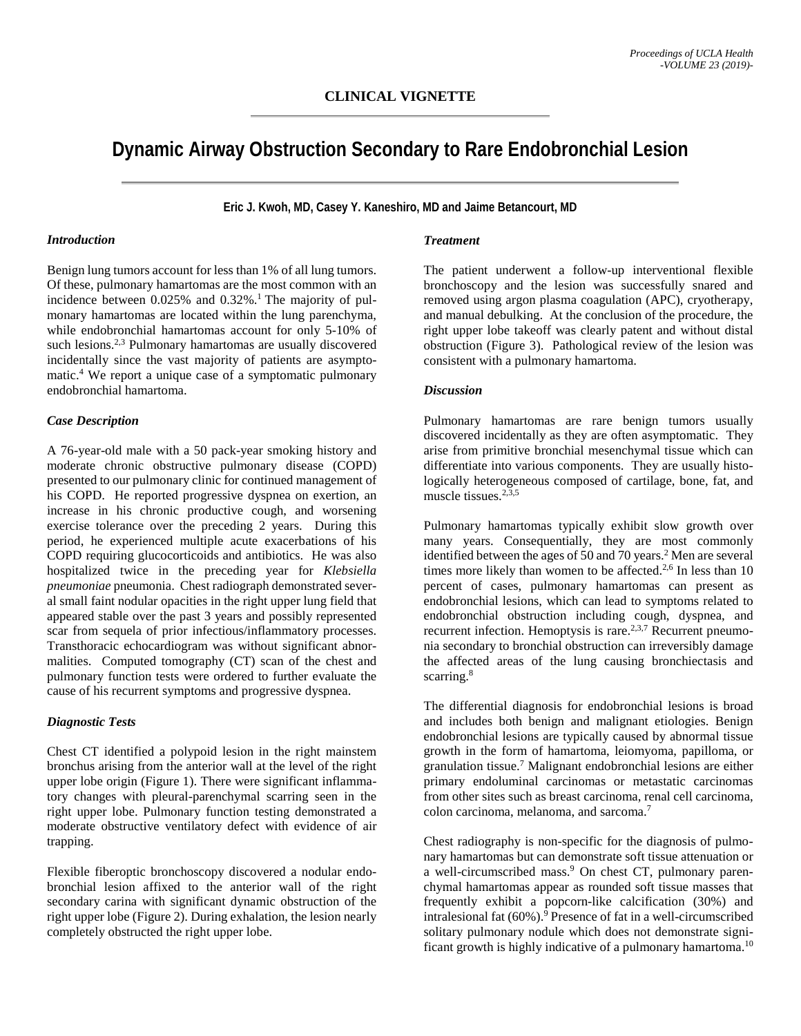CLINICAL VIGNETTE

# Dynamic Airway Obstruction Secondary to Rare Endobronchial Lesion

**Eric J. Kwoh, MD, Casey Y. Kaneshiro, MD and Jaime Betancourt, MD**

### *Introduction*

Benign lung tumors account for less than 1% of all lung tumors. Of these, pulmonary hamartomas are the most common with an incidence between 0.025% and 0.32%.[1] The majority of pulmonary hamartomas are located within the lung parenchyma, while endobronchial hamartomas account for only 5-10% of such lesions.[2,3] Pulmonary hamartomas are usually discovered incidentally since the vast majority of patients are asymptomatic.[4] We report a unique case of a symptomatic pulmonary endobronchial hamartoma.

### *Case Description*

A 76-year-old male with a 50 pack-year smoking history and moderate chronic obstructive pulmonary disease (COPD) presented to our pulmonary clinic for continued management of his COPD. He reported progressive dyspnea on exertion, an increase in his chronic productive cough, and worsening exercise tolerance over the preceding 2 years. During this period, he experienced multiple acute exacerbations of his COPD requiring glucocorticoids and antibiotics. He was also hospitalized twice in the preceding year for *Klebsiella pneumoniae* pneumonia. Chest radiograph demonstrated several small faint nodular opacities in the right upper lung field that appeared stable over the past 3 years and possibly represented scar from sequela of prior infectious/inflammatory processes. Transthoracic echocardiogram was without significant abnormalities. Computed tomography (CT) scan of the chest and pulmonary function tests were ordered to further evaluate the cause of his recurrent symptoms and progressive dyspnea.

### *Diagnostic Tests*

Chest CT identified a polypoid lesion in the right mainstem bronchus arising from the anterior wall at the level of the right upper lobe origin (Figure 1). There were significant inflammatory changes with pleural-parenchymal scarring seen in the right upper lobe. Pulmonary function testing demonstrated a moderate obstructive ventilatory defect with evidence of air trapping.

Flexible fiberoptic bronchoscopy discovered a nodular endobronchial lesion affixed to the anterior wall of the right secondary carina with significant dynamic obstruction of the right upper lobe (Figure 2). During exhalation, the lesion nearly completely obstructed the right upper lobe.

### *Treatment*

The patient underwent a follow-up interventional flexible bronchoscopy and the lesion was successfully snared and removed using argon plasma coagulation (APC), cryotherapy, and manual debulking. At the conclusion of the procedure, the right upper lobe takeoff was clearly patent and without distal obstruction (Figure 3). Pathological review of the lesion was consistent with a pulmonary hamartoma.

### *Discussion*

Pulmonary hamartomas are rare benign tumors usually discovered incidentally as they are often asymptomatic. They arise from primitive bronchial mesenchymal tissue which can differentiate into various components. They are usually histologically heterogeneous composed of cartilage, bone, fat, and muscle tissues.[2,3,5]

Pulmonary hamartomas typically exhibit slow growth over many years. Consequentially, they are most commonly identified between the ages of 50 and 70 years.[2] Men are several times more likely than women to be affected.[2,6] In less than 10 percent of cases, pulmonary hamartomas can present as endobronchial lesions, which can lead to symptoms related to endobronchial obstruction including cough, dyspnea, and recurrent infection. Hemoptysis is rare.[2,3,7] Recurrent pneumonia secondary to bronchial obstruction can irreversibly damage the affected areas of the lung causing bronchiectasis and scarring.[8]

The differential diagnosis for endobronchial lesions is broad and includes both benign and malignant etiologies. Benign endobronchial lesions are typically caused by abnormal tissue growth in the form of hamartoma, leiomyoma, papilloma, or granulation tissue.[7] Malignant endobronchial lesions are either primary endoluminal carcinomas or metastatic carcinomas from other sites such as breast carcinoma, renal cell carcinoma, colon carcinoma, melanoma, and sarcoma.[7]

Chest radiography is non-specific for the diagnosis of pulmonary hamartomas but can demonstrate soft tissue attenuation or a well-circumscribed mass.[9] On chest CT, pulmonary parenchymal hamartomas appear as rounded soft tissue masses that frequently exhibit a popcorn-like calcification (30%) and intralesional fat (60%).[9] Presence of fat in a well-circumscribed solitary pulmonary nodule which does not demonstrate significant growth is highly indicative of a pulmonary hamartoma.[10]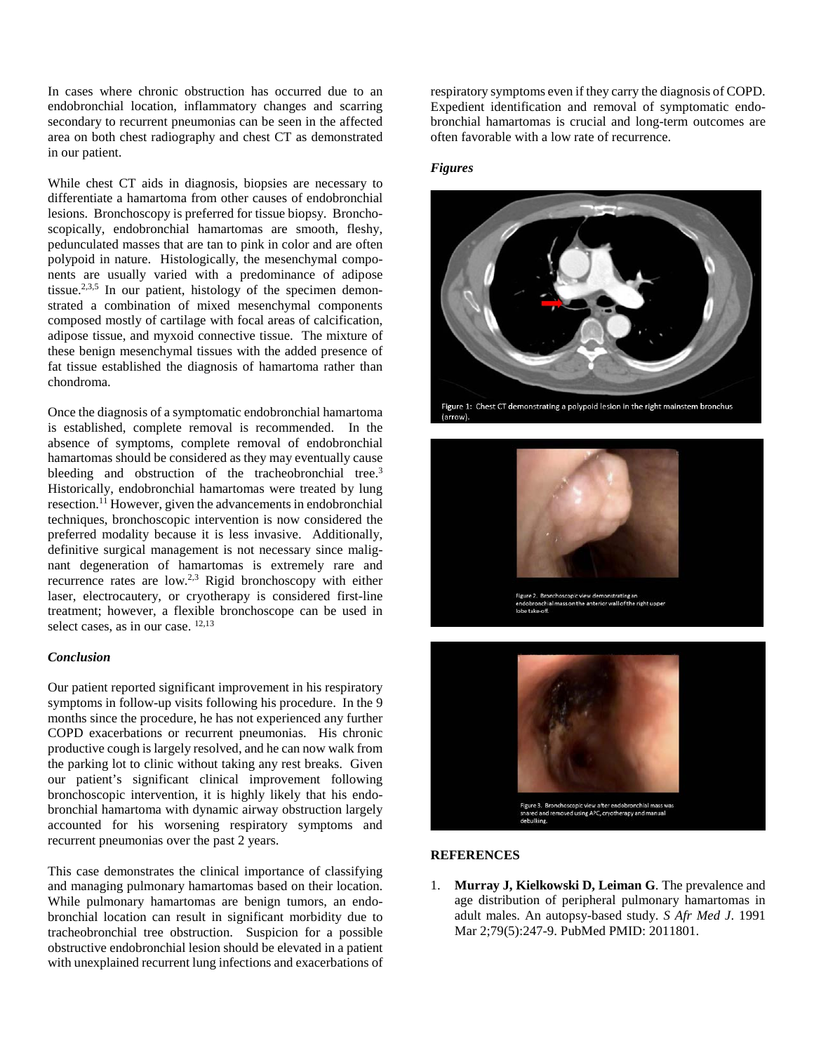In cases where chronic obstruction has occurred due to an endobronchial location, inflammatory changes and scarring secondary to recurrent pneumonias can be seen in the affected area on both chest radiography and chest CT as demonstrated in our patient.

While chest CT aids in diagnosis, biopsies are necessary to differentiate a hamartoma from other causes of endobronchial lesions. Bronchoscopy is preferred for tissue biopsy. Bronchoscopically, endobronchial hamartomas are smooth, fleshy, pedunculated masses that are tan to pink in color and are often polypoid in nature. Histologically, the mesenchymal components are usually varied with a predominance of adipose tissue.[2,3,5] In our patient, histology of the specimen demonstrated a combination of mixed mesenchymal components composed mostly of cartilage with focal areas of calcification, adipose tissue, and myxoid connective tissue. The mixture of these benign mesenchymal tissues with the added presence of fat tissue established the diagnosis of hamartoma rather than chondroma.

Once the diagnosis of a symptomatic endobronchial hamartoma is established, complete removal is recommended. In the absence of symptoms, complete removal of endobronchial hamartomas should be considered as they may eventually cause bleeding and obstruction of the tracheobronchial tree.[3] Historically, endobronchial hamartomas were treated by lung resection.[11] However, given the advancements in endobronchial techniques, bronchoscopic intervention is now considered the preferred modality because it is less invasive. Additionally, definitive surgical management is not necessary since malignant degeneration of hamartomas is extremely rare and recurrence rates are low.[2,3] Rigid bronchoscopy with either laser, electrocautery, or cryotherapy is considered first-line treatment; however, a flexible bronchoscope can be used in select cases, as in our case. [12,13]

### *Conclusion*

Our patient reported significant improvement in his respiratory symptoms in follow-up visits following his procedure. In the 9 months since the procedure, he has not experienced any further COPD exacerbations or recurrent pneumonias. His chronic productive cough is largely resolved, and he can now walk from the parking lot to clinic without taking any rest breaks. Given our patient's significant clinical improvement following bronchoscopic intervention, it is highly likely that his endobronchial hamartoma with dynamic airway obstruction largely accounted for his worsening respiratory symptoms and recurrent pneumonias over the past 2 years.

This case demonstrates the clinical importance of classifying and managing pulmonary hamartomas based on their location. While pulmonary hamartomas are benign tumors, an endobronchial location can result in significant morbidity due to tracheobronchial tree obstruction. Suspicion for a possible obstructive endobronchial lesion should be elevated in a patient with unexplained recurrent lung infections and exacerbations of respiratory symptoms even if they carry the diagnosis of COPD. Expedient identification and removal of symptomatic endobronchial hamartomas is crucial and long-term outcomes are often favorable with a low rate of recurrence.

### *Figures*

Figure 1: Chest CT demonstrating a polypoid lesion in the right mainstem bronchus (arrow).

Figure 2. Bronchoscopic view demonstrating an endobronchial mass on the anterior wall of the right upper lobe take-off.

Figure 3. Bronchoscopic view after endobronchial mass was snared and removed using APC, cryotherapy and manual debulking.

## REFERENCES

1. **Murray J, Kielkowski D, Leiman G**. The prevalence and age distribution of peripheral pulmonary hamartomas in adult males. An autopsy-based study. *S Afr Med J*. 1991 Mar 2;79(5):247-9. PubMed PMID: 2011801.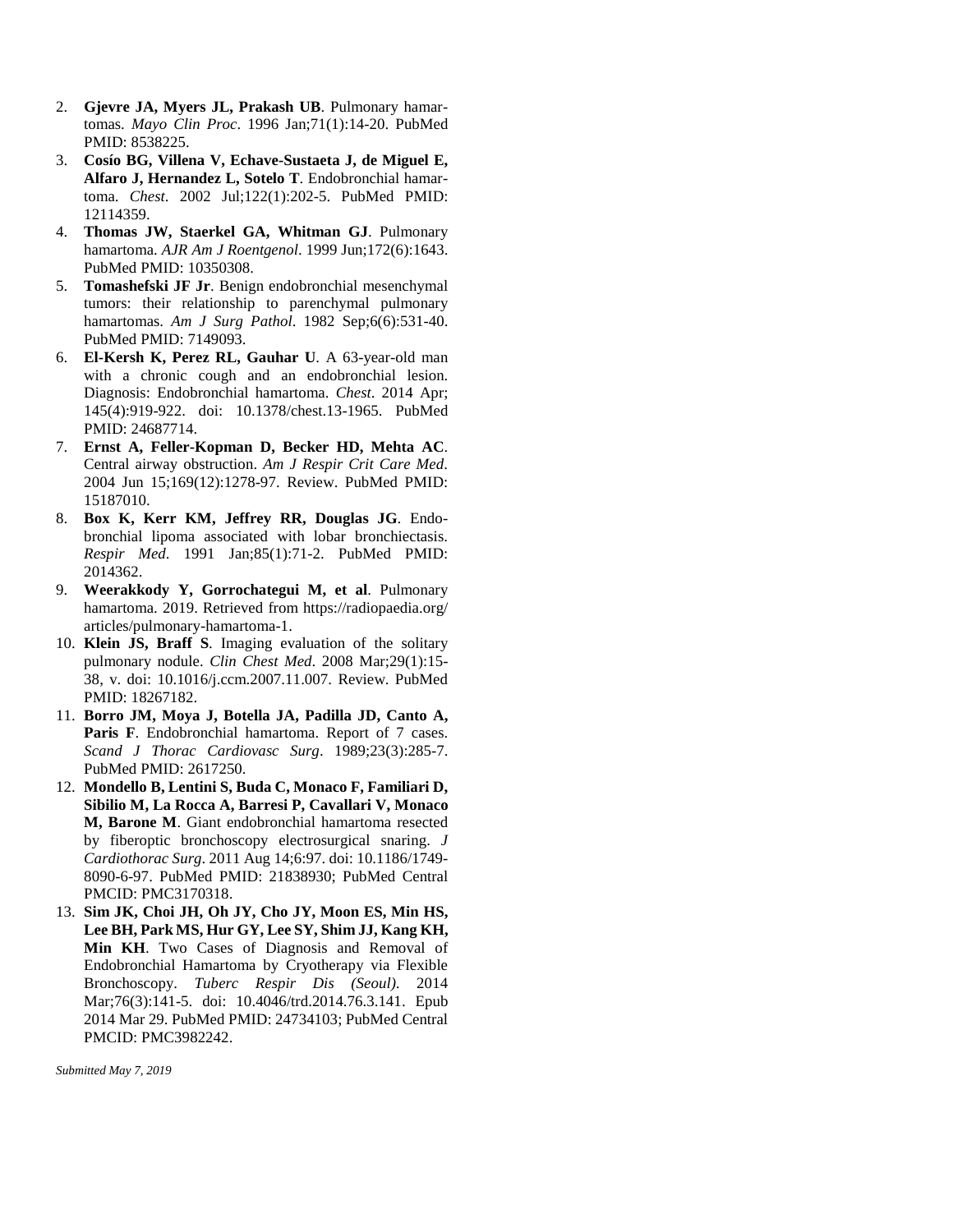2. **Gjevre JA, Myers JL, Prakash UB**. Pulmonary hamartomas. *Mayo Clin Proc*. 1996 Jan;71(1):14-20. PubMed PMID: 8538225.
3. **Cosío BG, Villena V, Echave-Sustaeta J, de Miguel E, Alfaro J, Hernandez L, Sotelo T**. Endobronchial hamartoma. *Chest*. 2002 Jul;122(1):202-5. PubMed PMID: 12114359.
4. **Thomas JW, Staerkel GA, Whitman GJ**. Pulmonary hamartoma. *AJR Am J Roentgenol*. 1999 Jun;172(6):1643. PubMed PMID: 10350308.
5. **Tomashefski JF Jr**. Benign endobronchial mesenchymal tumors: their relationship to parenchymal pulmonary hamartomas. *Am J Surg Pathol*. 1982 Sep;6(6):531-40. PubMed PMID: 7149093.
6. **El-Kersh K, Perez RL, Gauhar U**. A 63-year-old man with a chronic cough and an endobronchial lesion. Diagnosis: Endobronchial hamartoma. *Chest*. 2014 Apr; 145(4):919-922. doi: 10.1378/chest.13-1965. PubMed PMID: 24687714.
7. **Ernst A, Feller-Kopman D, Becker HD, Mehta AC**. Central airway obstruction. *Am J Respir Crit Care Med*. 2004 Jun 15;169(12):1278-97. Review. PubMed PMID: 15187010.
8. **Box K, Kerr KM, Jeffrey RR, Douglas JG**. Endobronchial lipoma associated with lobar bronchiectasis. *Respir Med*. 1991 Jan;85(1):71-2. PubMed PMID: 2014362.
9. **Weerakkody Y, Gorrochategui M, et al**. Pulmonary hamartoma. 2019. Retrieved from https://radiopaedia.org/articles/pulmonary-hamartoma-1.
10. **Klein JS, Braff S**. Imaging evaluation of the solitary pulmonary nodule. *Clin Chest Med*. 2008 Mar;29(1):15-38, v. doi: 10.1016/j.ccm.2007.11.007. Review. PubMed PMID: 18267182.
11. **Borro JM, Moya J, Botella JA, Padilla JD, Canto A, Paris F**. Endobronchial hamartoma. Report of 7 cases. *Scand J Thorac Cardiovasc Surg*. 1989;23(3):285-7. PubMed PMID: 2617250.
12. **Mondello B, Lentini S, Buda C, Monaco F, Familiari D, Sibilio M, La Rocca A, Barresi P, Cavallari V, Monaco M, Barone M**. Giant endobronchial hamartoma resected by fiberoptic bronchoscopy electrosurgical snaring. *J Cardiothorac Surg*. 2011 Aug 14;6:97. doi: 10.1186/1749-8090-6-97. PubMed PMID: 21838930; PubMed Central PMCID: PMC3170318.
13. **Sim JK, Choi JH, Oh JY, Cho JY, Moon ES, Min HS, Lee BH, Park MS, Hur GY, Lee SY, Shim JJ, Kang KH, Min KH**. Two Cases of Diagnosis and Removal of Endobronchial Hamartoma by Cryotherapy via Flexible Bronchoscopy. *Tuberc Respir Dis (Seoul)*. 2014 Mar;76(3):141-5. doi: 10.4046/trd.2014.76.3.141. Epub 2014 Mar 29. PubMed PMID: 24734103; PubMed Central PMCID: PMC3982242.

*Submitted May 7, 2019*